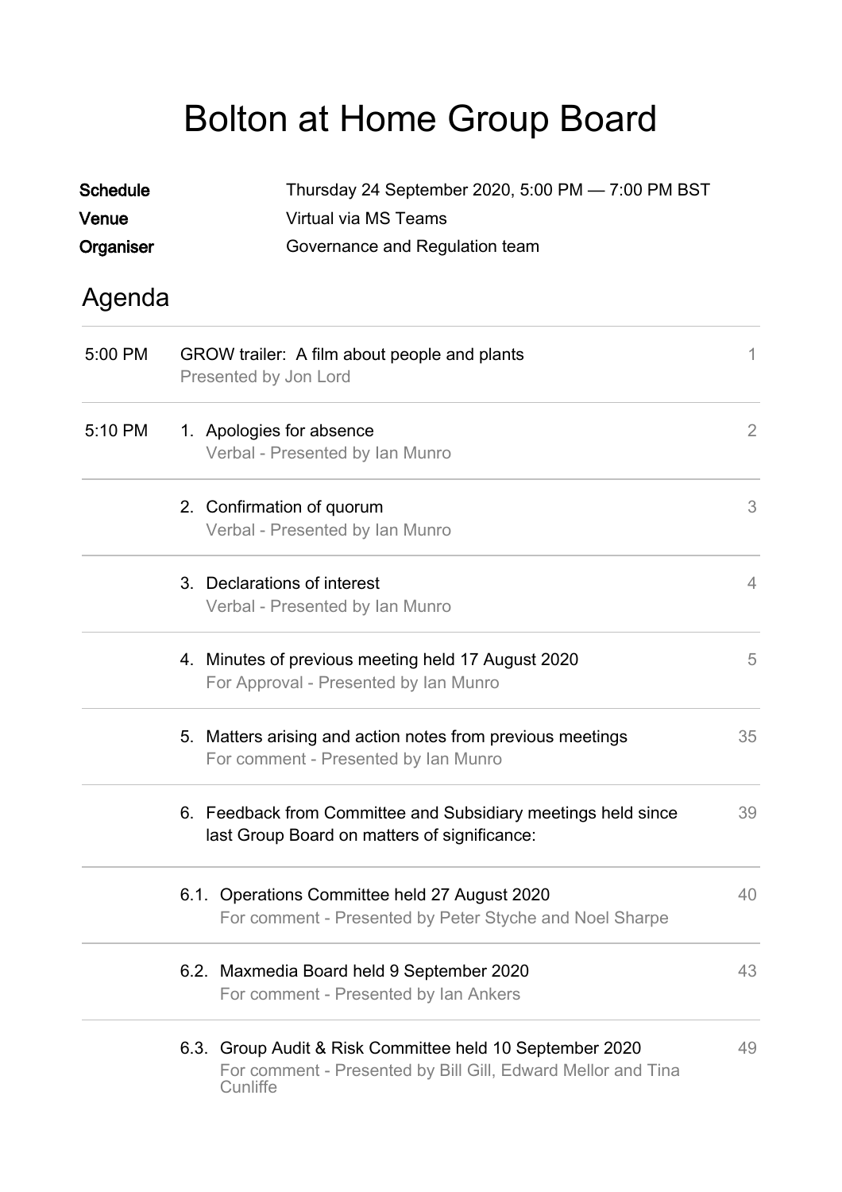# Bolton at Home Group Board

**Schedule** Thursday 24 September 2020, 5:00 PM — 7:00 PM BST
**Venue** Virtual via MS Teams
**Organiser** Governance and Regulation team

## Agenda

| Time | Item | Page |
|---|---|---|
| 5:00 PM | GROW trailer: A film about people and plants<br>Presented by Jon Lord | 1 |
| 5:10 PM | 1. Apologies for absence<br>Verbal - Presented by Ian Munro | 2 |
| | 2. Confirmation of quorum<br>Verbal - Presented by Ian Munro | 3 |
| | 3. Declarations of interest<br>Verbal - Presented by Ian Munro | 4 |
| | 4. Minutes of previous meeting held 17 August 2020<br>For Approval - Presented by Ian Munro | 5 |
| | 5. Matters arising and action notes from previous meetings<br>For comment - Presented by Ian Munro | 35 |
| | 6. Feedback from Committee and Subsidiary meetings held since last Group Board on matters of significance: | 39 |
| | 6.1. Operations Committee held 27 August 2020<br>For comment - Presented by Peter Styche and Noel Sharpe | 40 |
| | 6.2. Maxmedia Board held 9 September 2020<br>For comment - Presented by Ian Ankers | 43 |
| | 6.3. Group Audit & Risk Committee held 10 September 2020<br>For comment - Presented by Bill Gill, Edward Mellor and Tina Cunliffe | 49 |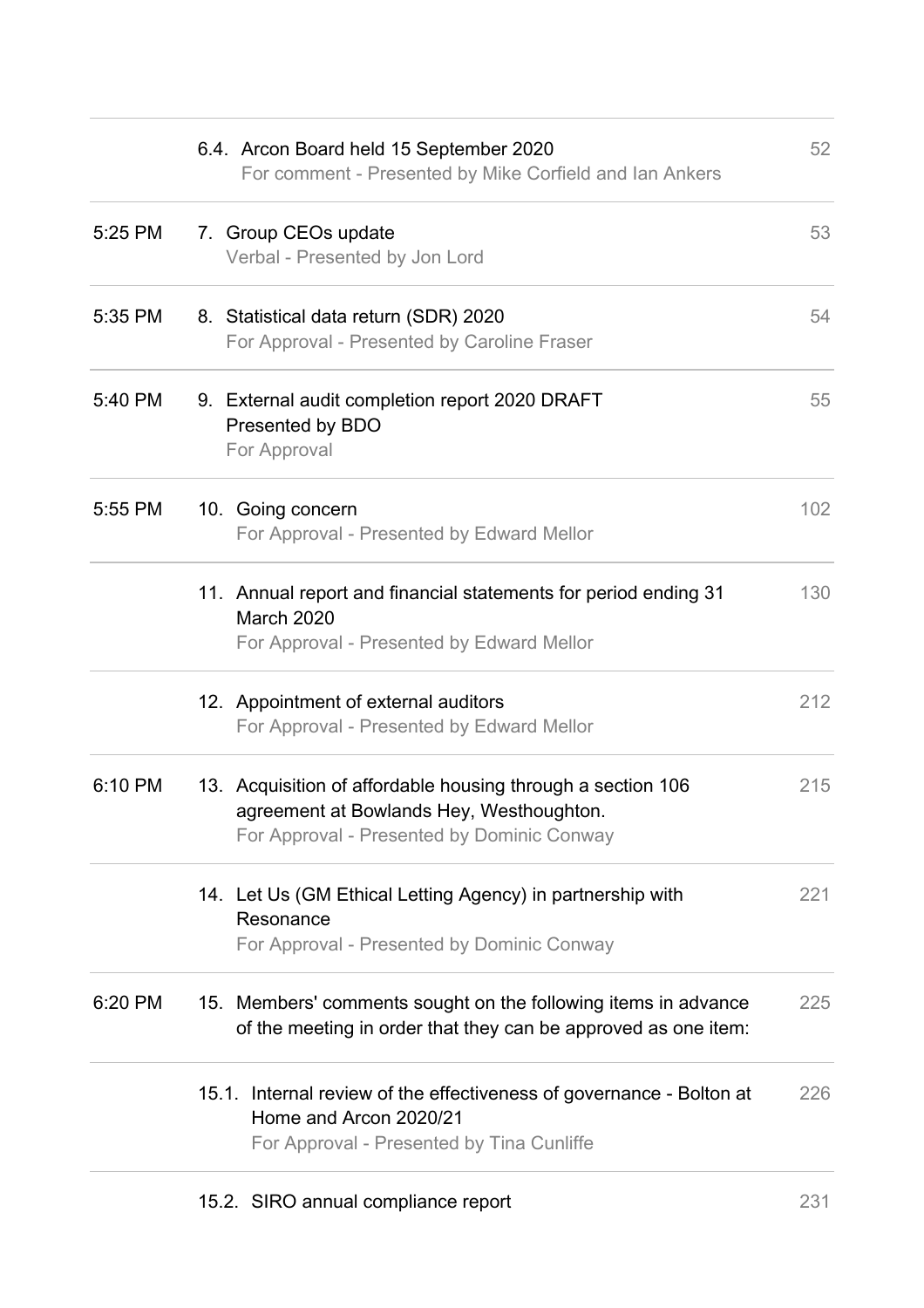| | | |
|---|---|---|
| | 6.4. Arcon Board held 15 September 2020<br>For comment - Presented by Mike Corfield and Ian Ankers | 52 |
| 5:25 PM | 7. Group CEOs update<br>Verbal - Presented by Jon Lord | 53 |
| 5:35 PM | 8. Statistical data return (SDR) 2020<br>For Approval - Presented by Caroline Fraser | 54 |
| 5:40 PM | 9. External audit completion report 2020 DRAFT<br>Presented by BDO<br>For Approval | 55 |
| 5:55 PM | 10. Going concern<br>For Approval - Presented by Edward Mellor | 102 |
| | 11. Annual report and financial statements for period ending 31 March 2020<br>For Approval - Presented by Edward Mellor | 130 |
| | 12. Appointment of external auditors<br>For Approval - Presented by Edward Mellor | 212 |
| 6:10 PM | 13. Acquisition of affordable housing through a section 106 agreement at Bowlands Hey, Westhoughton.<br>For Approval - Presented by Dominic Conway | 215 |
| | 14. Let Us (GM Ethical Letting Agency) in partnership with Resonance<br>For Approval - Presented by Dominic Conway | 221 |
| 6:20 PM | 15. Members' comments sought on the following items in advance of the meeting in order that they can be approved as one item: | 225 |
| | 15.1. Internal review of the effectiveness of governance - Bolton at Home and Arcon 2020/21<br>For Approval - Presented by Tina Cunliffe | 226 |
| | 15.2. SIRO annual compliance report | 231 |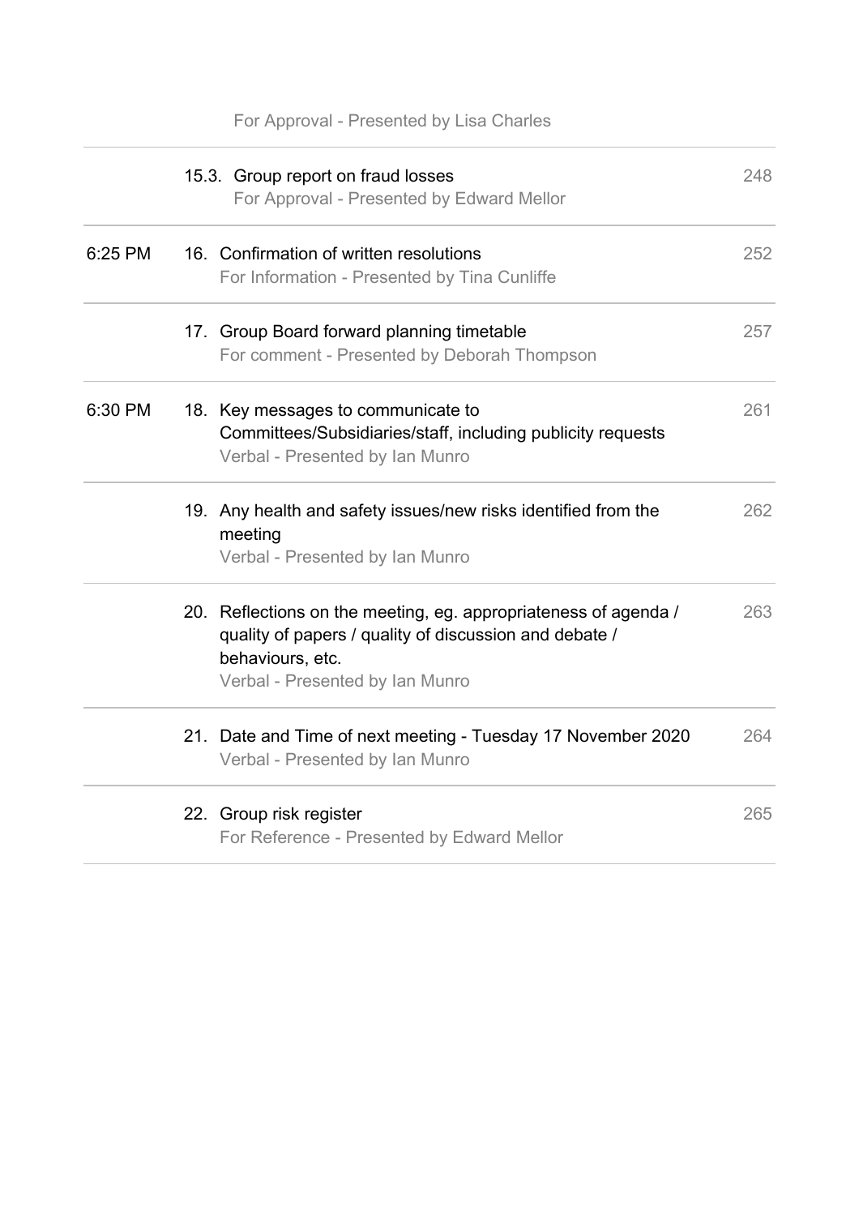| | | |
|---|---|---|
| | For Approval - Presented by Lisa Charles | |
| | 15.3. Group report on fraud losses<br>For Approval - Presented by Edward Mellor | 248 |
| 6:25 PM | 16. Confirmation of written resolutions<br>For Information - Presented by Tina Cunliffe | 252 |
| | 17. Group Board forward planning timetable<br>For comment - Presented by Deborah Thompson | 257 |
| 6:30 PM | 18. Key messages to communicate to Committees/Subsidiaries/staff, including publicity requests<br>Verbal - Presented by Ian Munro | 261 |
| | 19. Any health and safety issues/new risks identified from the meeting<br>Verbal - Presented by Ian Munro | 262 |
| | 20. Reflections on the meeting, eg. appropriateness of agenda / quality of papers / quality of discussion and debate / behaviours, etc.<br>Verbal - Presented by Ian Munro | 263 |
| | 21. Date and Time of next meeting - Tuesday 17 November 2020<br>Verbal - Presented by Ian Munro | 264 |
| | 22. Group risk register<br>For Reference - Presented by Edward Mellor | 265 |